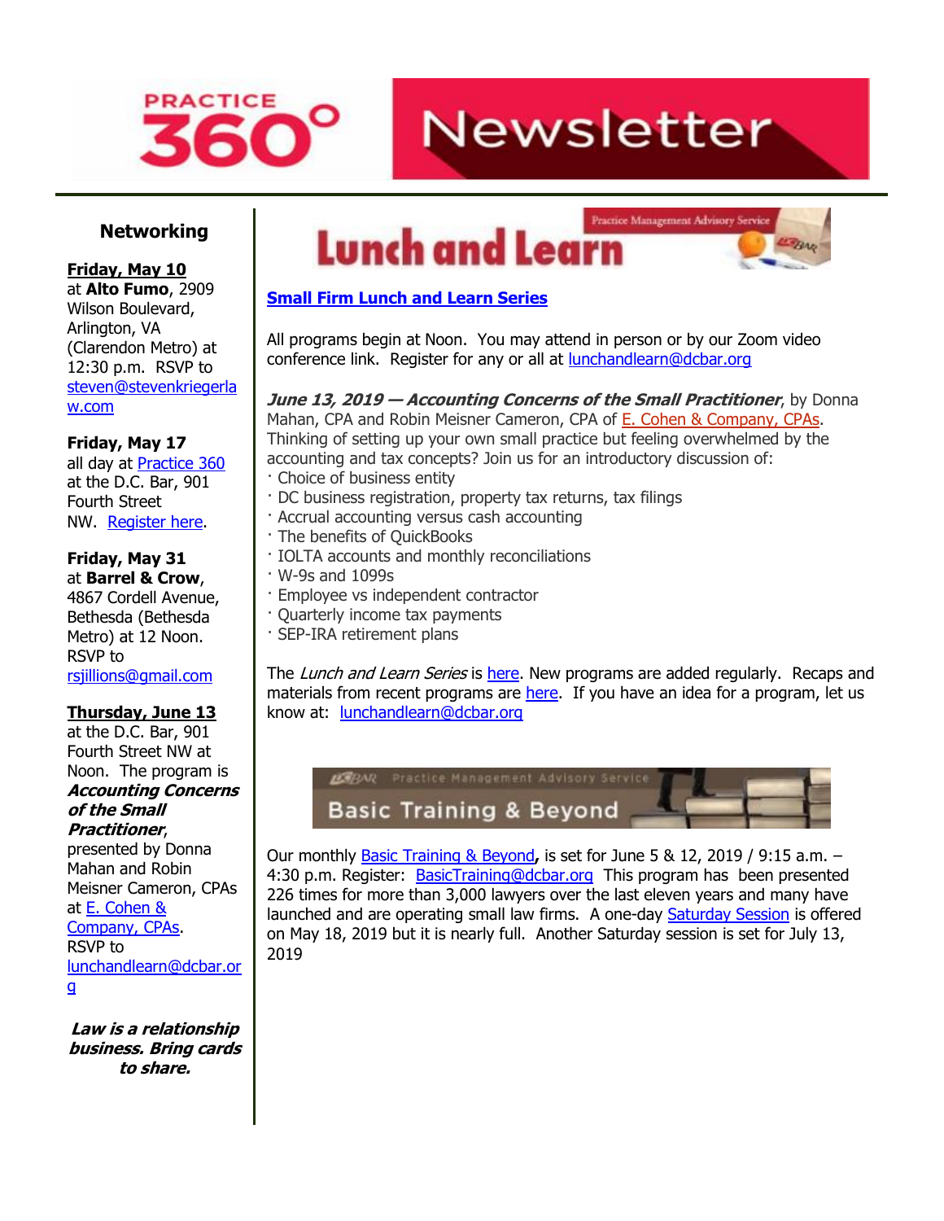# Practice 360° Newsletter

## Networking

**Friday, May 10**
at **Alto Fumo**, 2909 Wilson Boulevard, Arlington, VA (Clarendon Metro) at 12:30 p.m. RSVP to steven@stevenkriegerlaw.com

**Friday, May 17**
all day at Practice 360 at the D.C. Bar, 901 Fourth Street NW. Register here.

**Friday, May 31**
at **Barrel & Crow**, 4867 Cordell Avenue, Bethesda (Bethesda Metro) at 12 Noon. RSVP to rsjillions@gmail.com

**Thursday, June 13**
at the D.C. Bar, 901 Fourth Street NW at Noon. The program is ***Accounting Concerns of the Small Practitioner***, presented by Donna Mahan and Robin Meisner Cameron, CPAs at E. Cohen & Company, CPAs. RSVP to lunchandlearn@dcbar.org

***Law is a relationship business. Bring cards to share.***

## Lunch and Learn

**Small Firm Lunch and Learn Series**

All programs begin at Noon. You may attend in person or by our Zoom video conference link. Register for any or all at lunchandlearn@dcbar.org

***June 13, 2019 — Accounting Concerns of the Small Practitioner***, by Donna Mahan, CPA and Robin Meisner Cameron, CPA of E. Cohen & Company, CPAs. Thinking of setting up your own small practice but feeling overwhelmed by the accounting and tax concepts? Join us for an introductory discussion of:

- Choice of business entity
- DC business registration, property tax returns, tax filings
- Accrual accounting versus cash accounting
- The benefits of QuickBooks
- IOLTA accounts and monthly reconciliations
- W-9s and 1099s
- Employee vs independent contractor
- Quarterly income tax payments
- SEP-IRA retirement plans

The *Lunch and Learn Series* is here. New programs are added regularly. Recaps and materials from recent programs are here. If you have an idea for a program, let us know at: lunchandlearn@dcbar.org

## Basic Training & Beyond

Our monthly Basic Training & Beyond**,** is set for June 5 & 12, 2019 / 9:15 a.m. – 4:30 p.m. Register: BasicTraining@dcbar.org This program has been presented 226 times for more than 3,000 lawyers over the last eleven years and many have launched and are operating small law firms. A one-day Saturday Session is offered on May 18, 2019 but it is nearly full. Another Saturday session is set for July 13, 2019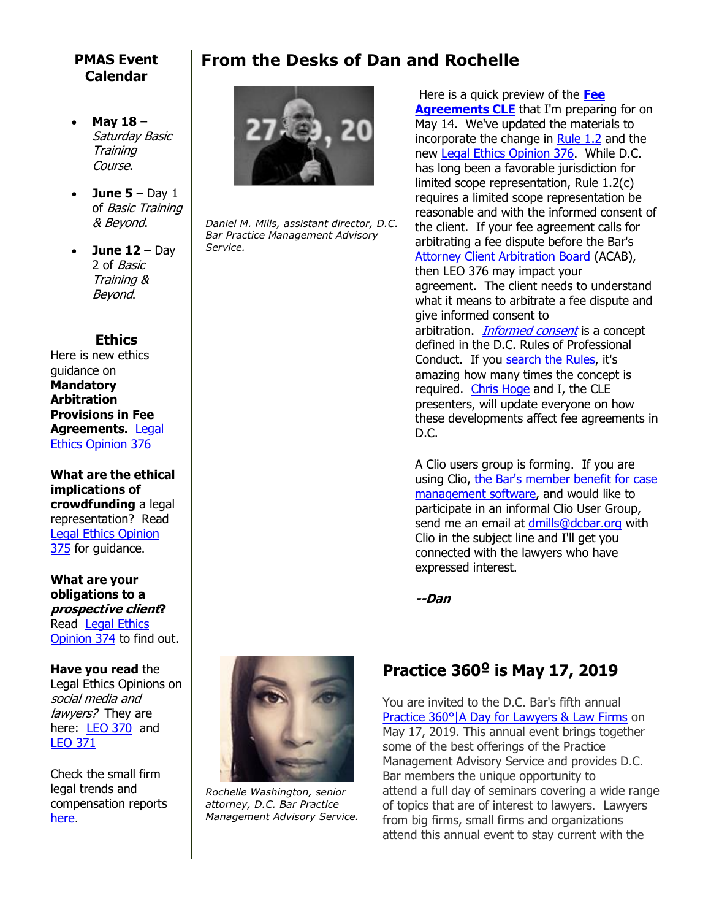## PMAS Event Calendar

- **May 18** – *Saturday Basic Training Course*.
- **June 5** – Day 1 of *Basic Training & Beyond*.
- **June 12** – Day 2 of *Basic Training & Beyond*.

### Ethics

Here is new ethics guidance on **Mandatory Arbitration Provisions in Fee Agreements.** Legal Ethics Opinion 376

**What are the ethical implications of crowdfunding** a legal representation? Read Legal Ethics Opinion 375 for guidance.

**What are your obligations to a *prospective client*?** Read Legal Ethics Opinion 374 to find out.

**Have you read** the Legal Ethics Opinions on *social media and lawyers?* They are here: LEO 370 and LEO 371

Check the small firm legal trends and compensation reports here.

# From the Desks of Dan and Rochelle

*Daniel M. Mills, assistant director, D.C. Bar Practice Management Advisory Service.*

Here is a quick preview of the **Fee Agreements CLE** that I'm preparing for on May 14. We've updated the materials to incorporate the change in Rule 1.2 and the new Legal Ethics Opinion 376. While D.C. has long been a favorable jurisdiction for limited scope representation, Rule 1.2(c) requires a limited scope representation be reasonable and with the informed consent of the client. If your fee agreement calls for arbitrating a fee dispute before the Bar's Attorney Client Arbitration Board (ACAB), then LEO 376 may impact your agreement. The client needs to understand what it means to arbitrate a fee dispute and give informed consent to arbitration. *Informed consent* is a concept defined in the D.C. Rules of Professional Conduct. If you search the Rules, it's amazing how many times the concept is required. Chris Hoge and I, the CLE presenters, will update everyone on how these developments affect fee agreements in D.C.

A Clio users group is forming. If you are using Clio, the Bar's member benefit for case management software, and would like to participate in an informal Clio User Group, send me an email at dmills@dcbar.org with Clio in the subject line and I'll get you connected with the lawyers who have expressed interest.

***--Dan***

*Rochelle Washington, senior attorney, D.C. Bar Practice Management Advisory Service.*

## Practice 360º is May 17, 2019

You are invited to the D.C. Bar's fifth annual Practice 360°|A Day for Lawyers & Law Firms on May 17, 2019. This annual event brings together some of the best offerings of the Practice Management Advisory Service and provides D.C. Bar members the unique opportunity to attend a full day of seminars covering a wide range of topics that are of interest to lawyers. Lawyers from big firms, small firms and organizations attend this annual event to stay current with the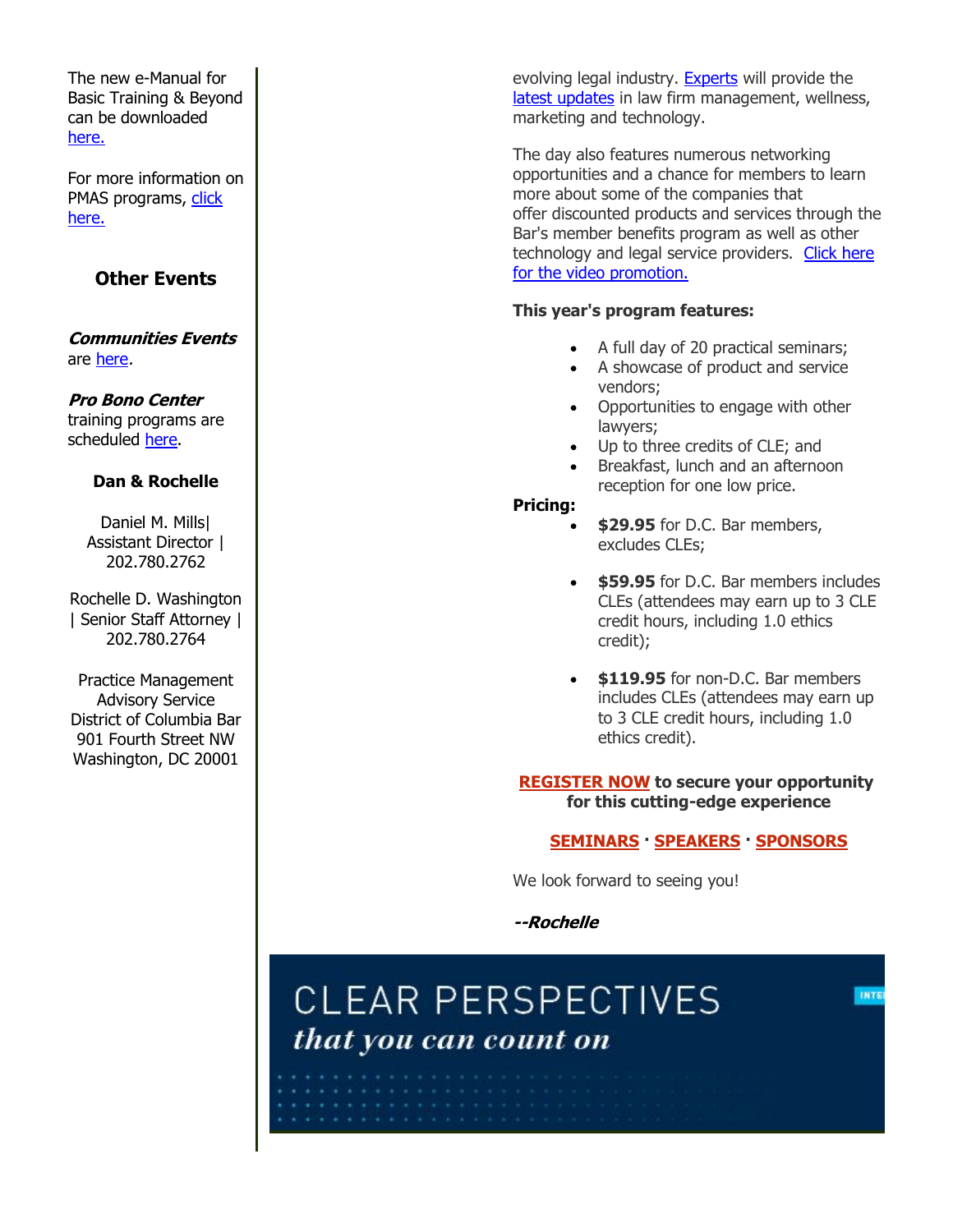The new e-Manual for Basic Training & Beyond can be downloaded here.

For more information on PMAS programs, click here.

### Other Events

***Communities Events*** are here.

***Pro Bono Center*** training programs are scheduled here.

**Dan & Rochelle**

Daniel M. Mills| Assistant Director | 202.780.2762

Rochelle D. Washington | Senior Staff Attorney | 202.780.2764

Practice Management Advisory Service
District of Columbia Bar
901 Fourth Street NW
Washington, DC 20001

evolving legal industry. Experts will provide the latest updates in law firm management, wellness, marketing and technology.

The day also features numerous networking opportunities and a chance for members to learn more about some of the companies that offer discounted products and services through the Bar's member benefits program as well as other technology and legal service providers. Click here for the video promotion.

**This year's program features:**

- A full day of 20 practical seminars;
- A showcase of product and service vendors;
- Opportunities to engage with other lawyers;
- Up to three credits of CLE; and
- Breakfast, lunch and an afternoon reception for one low price.

**Pricing:**

- **$29.95** for D.C. Bar members, excludes CLEs;
- **$59.95** for D.C. Bar members includes CLEs (attendees may earn up to 3 CLE credit hours, including 1.0 ethics credit);
- **$119.95** for non-D.C. Bar members includes CLEs (attendees may earn up to 3 CLE credit hours, including 1.0 ethics credit).

**REGISTER NOW to secure your opportunity for this cutting-edge experience**

**SEMINARS · SPEAKERS · SPONSORS**

We look forward to seeing you!

***--Rochelle***

CLEAR PERSPECTIVES
*that you can count on*